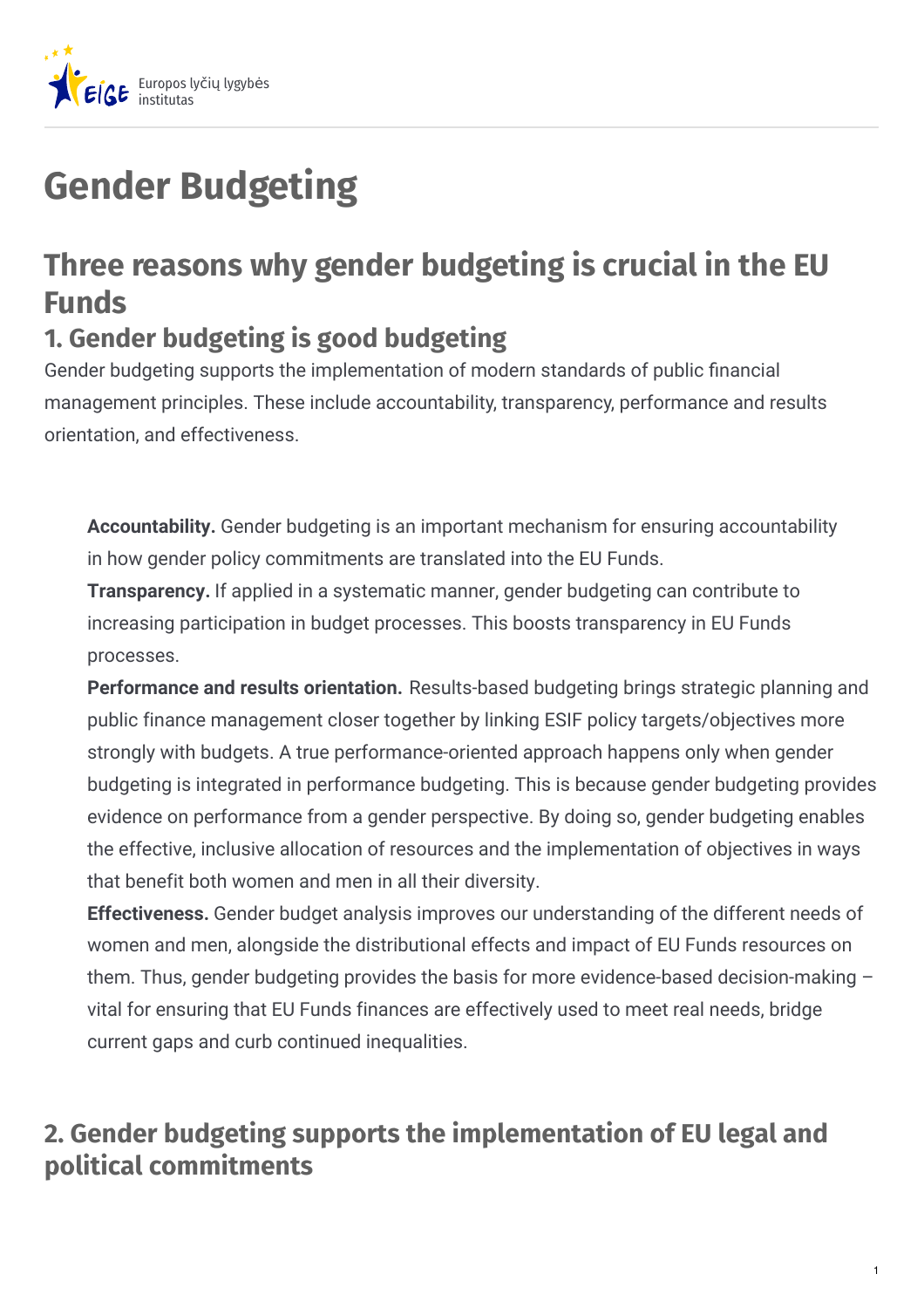# Gender Budgeting

## Three reasons why gender budgeting is crucial in the EU Funds

### 1. Gender budgeting is good budgeting

Gender budgeting supports the implementation of modern standards of public financial management principles. These include accountability, transparency, performance and results orientation, and effectiveness.

**Accountability.** Gender budgeting is an important mechanism for ensuring accountability in how gender policy commitments are translated into the EU Funds.

**Transparency.** If applied in a systematic manner, gender budgeting can contribute to increasing participation in budget processes. This boosts transparency in EU Funds processes.

**Performance and results orientation.** Results-based budgeting brings strategic planning and public finance management closer together by linking ESIF policy targets/objectives more strongly with budgets. A true performance-oriented approach happens only when gender budgeting is integrated in performance budgeting. This is because gender budgeting provides evidence on performance from a gender perspective. By doing so, gender budgeting enables the effective, inclusive allocation of resources and the implementation of objectives in ways that benefit both women and men in all their diversity.

**Effectiveness.** Gender budget analysis improves our understanding of the different needs of women and men, alongside the distributional effects and impact of EU Funds resources on them. Thus, gender budgeting provides the basis for more evidence-based decision-making – vital for ensuring that EU Funds finances are effectively used to meet real needs, bridge current gaps and curb continued inequalities.

### 2. Gender budgeting supports the implementation of EU legal and political commitments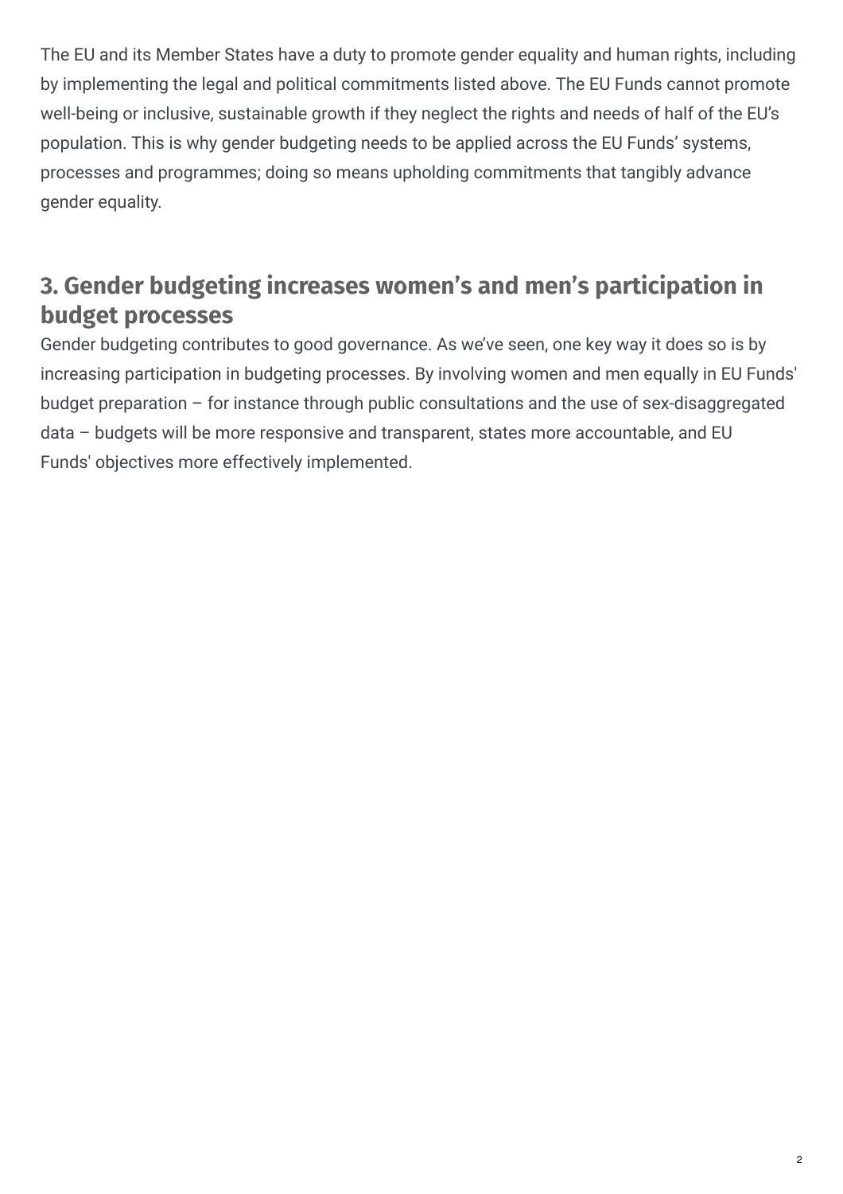The EU and its Member States have a duty to promote gender equality and human rights, including by implementing the legal and political commitments listed above. The EU Funds cannot promote well-being or inclusive, sustainable growth if they neglect the rights and needs of half of the EU's population. This is why gender budgeting needs to be applied across the EU Funds' systems, processes and programmes; doing so means upholding commitments that tangibly advance gender equality.

## 3. Gender budgeting increases women's and men's participation in budget processes

Gender budgeting contributes to good governance. As we've seen, one key way it does so is by increasing participation in budgeting processes. By involving women and men equally in EU Funds' budget preparation – for instance through public consultations and the use of sex-disaggregated data – budgets will be more responsive and transparent, states more accountable, and EU Funds' objectives more effectively implemented.